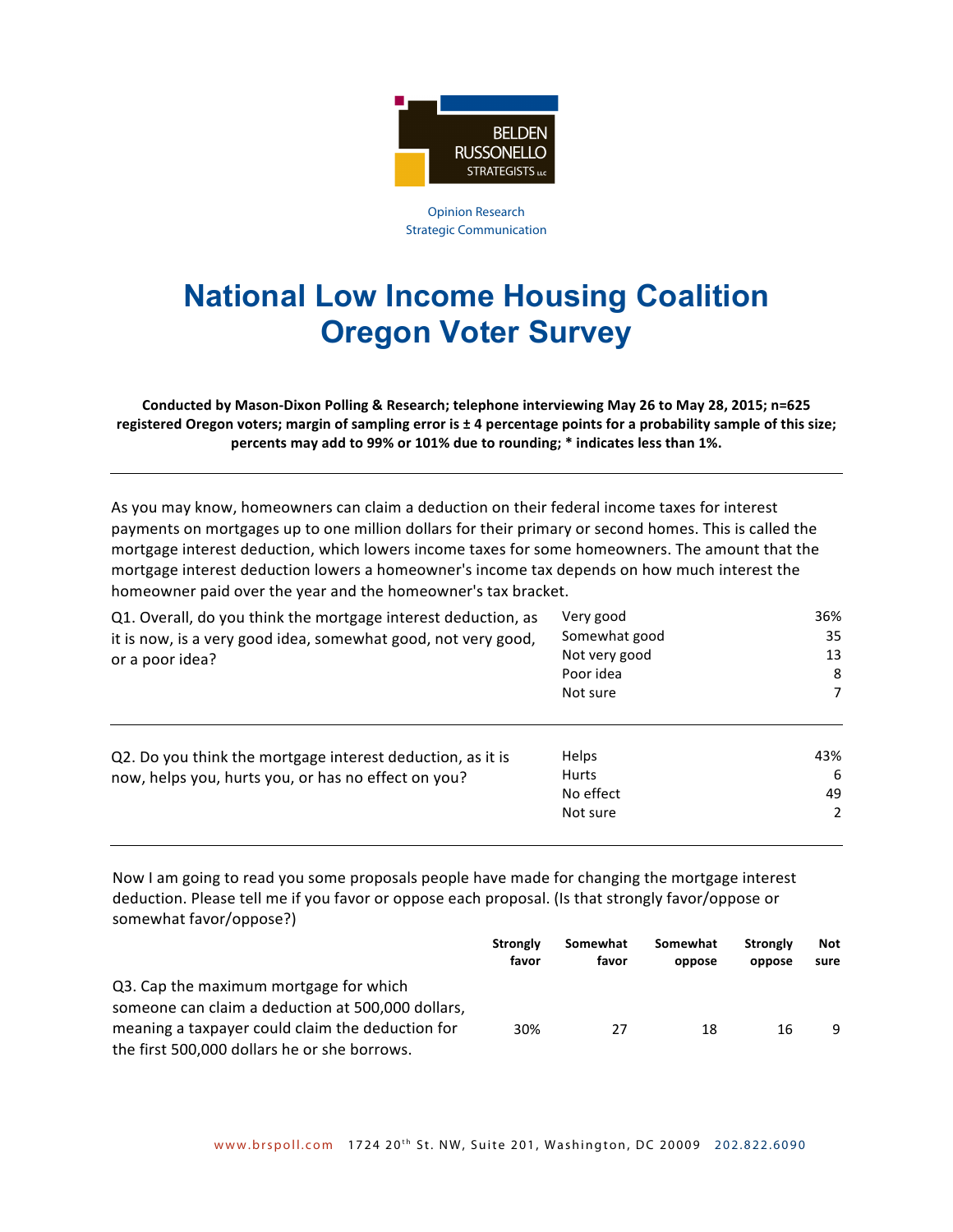BELDEN RUSSONELLO STRATEGISTS LLC

Opinion Research
Strategic Communication

# National Low Income Housing Coalition Oregon Voter Survey

**Conducted by Mason-Dixon Polling & Research; telephone interviewing May 26 to May 28, 2015; n=625 registered Oregon voters; margin of sampling error is ± 4 percentage points for a probability sample of this size; percents may add to 99% or 101% due to rounding; * indicates less than 1%.**

---

As you may know, homeowners can claim a deduction on their federal income taxes for interest payments on mortgages up to one million dollars for their primary or second homes. This is called the mortgage interest deduction, which lowers income taxes for some homeowners. The amount that the mortgage interest deduction lowers a homeowner's income tax depends on how much interest the homeowner paid over the year and the homeowner's tax bracket.

| Q1. Overall, do you think the mortgage interest deduction, as it is now, is a very good idea, somewhat good, not very good, or a poor idea? | | |
|---|---|---|
| | Very good | 36% |
| | Somewhat good | 35 |
| | Not very good | 13 |
| | Poor idea | 8 |
| | Not sure | 7 |

---

| Q2. Do you think the mortgage interest deduction, as it is now, helps you, hurts you, or has no effect on you? | | |
|---|---|---|
| | Helps | 43% |
| | Hurts | 6 |
| | No effect | 49 |
| | Not sure | 2 |

---

Now I am going to read you some proposals people have made for changing the mortgage interest deduction. Please tell me if you favor or oppose each proposal. (Is that strongly favor/oppose or somewhat favor/oppose?)

| | Strongly favor | Somewhat favor | Somewhat oppose | Strongly oppose | Not sure |
|---|---|---|---|---|---|
| Q3. Cap the maximum mortgage for which someone can claim a deduction at 500,000 dollars, meaning a taxpayer could claim the deduction for the first 500,000 dollars he or she borrows. | 30% | 27 | 18 | 16 | 9 |

www.brspoll.com 1724 20th St. NW, Suite 201, Washington, DC 20009 202.822.6090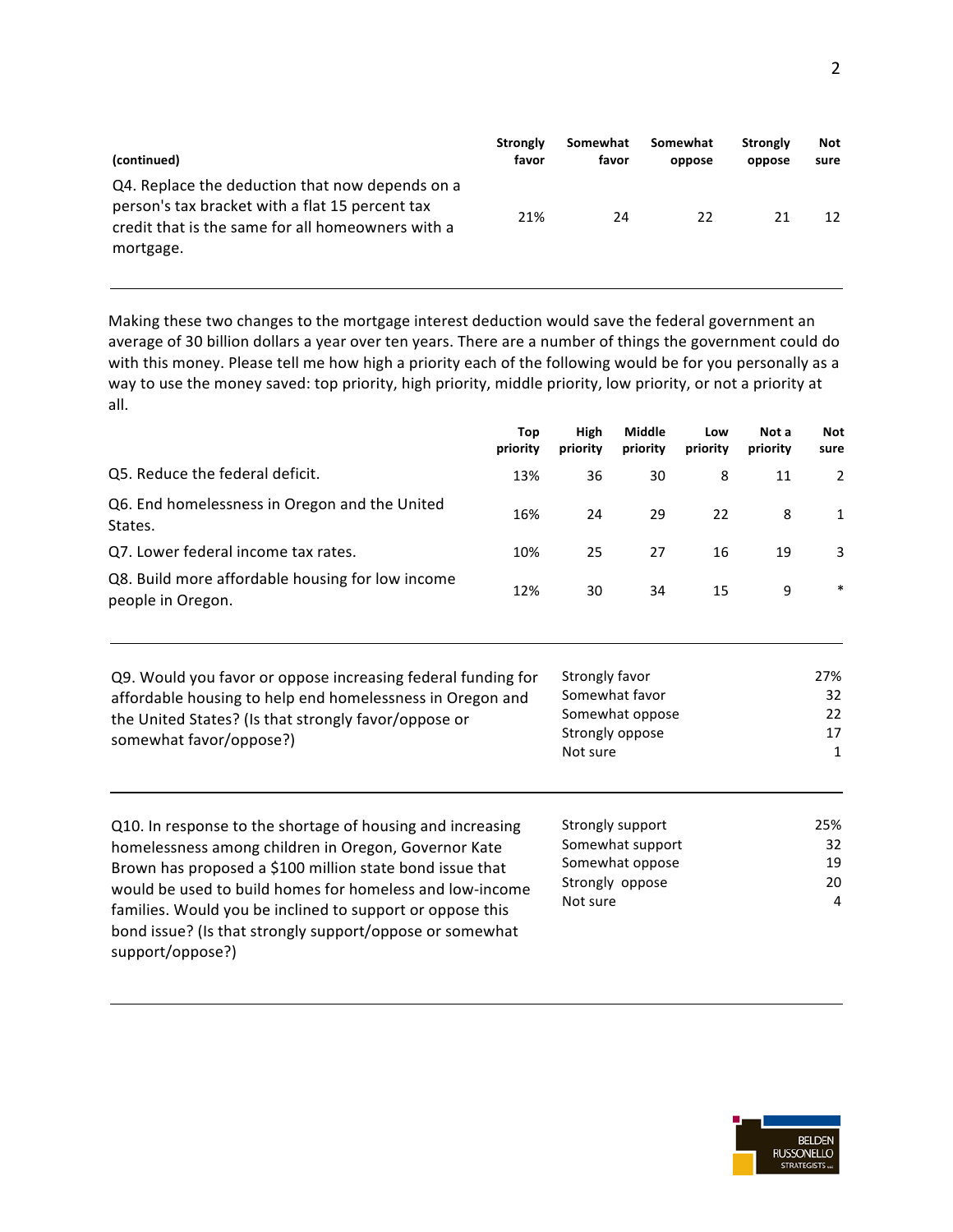| (continued) | Strongly favor | Somewhat favor | Somewhat oppose | Strongly oppose | Not sure |
|---|---|---|---|---|---|
| Q4. Replace the deduction that now depends on a person's tax bracket with a flat 15 percent tax credit that is the same for all homeowners with a mortgage. | 21% | 24 | 22 | 21 | 12 |

Making these two changes to the mortgage interest deduction would save the federal government an average of 30 billion dollars a year over ten years. There are a number of things the government could do with this money. Please tell me how high a priority each of the following would be for you personally as a way to use the money saved: top priority, high priority, middle priority, low priority, or not a priority at all.

| | Top priority | High priority | Middle priority | Low priority | Not a priority | Not sure |
|---|---|---|---|---|---|---|
| Q5. Reduce the federal deficit. | 13% | 36 | 30 | 8 | 11 | 2 |
| Q6. End homelessness in Oregon and the United States. | 16% | 24 | 29 | 22 | 8 | 1 |
| Q7. Lower federal income tax rates. | 10% | 25 | 27 | 16 | 19 | 3 |
| Q8. Build more affordable housing for low income people in Oregon. | 12% | 30 | 34 | 15 | 9 | * |

Q9. Would you favor or oppose increasing federal funding for affordable housing to help end homelessness in Oregon and the United States? (Is that strongly favor/oppose or somewhat favor/oppose?)

| | |
|---|---|
| Strongly favor | 27% |
| Somewhat favor | 32 |
| Somewhat oppose | 22 |
| Strongly oppose | 17 |
| Not sure | 1 |

Q10. In response to the shortage of housing and increasing homelessness among children in Oregon, Governor Kate Brown has proposed a $100 million state bond issue that would be used to build homes for homeless and low-income families. Would you be inclined to support or oppose this bond issue? (Is that strongly support/oppose or somewhat support/oppose?)

| | |
|---|---|
| Strongly support | 25% |
| Somewhat support | 32 |
| Somewhat oppose | 19 |
| Strongly oppose | 20 |
| Not sure | 4 |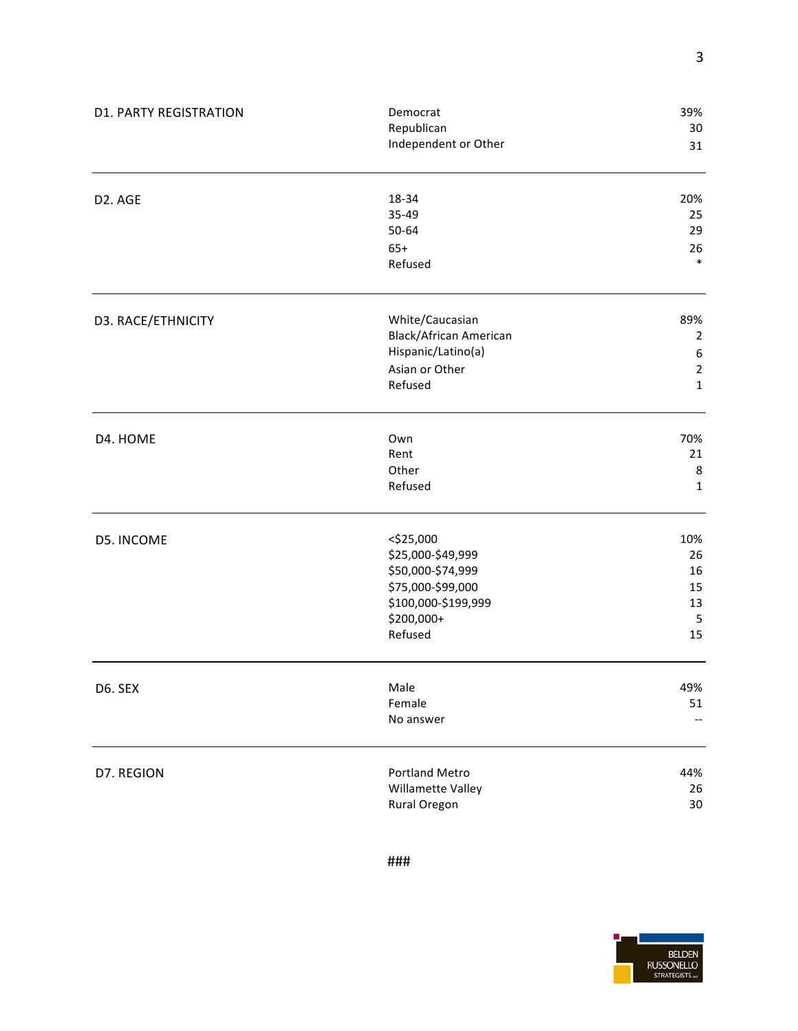| | | |
|---|---|---|
| D1. PARTY REGISTRATION | Democrat | 39% |
| | Republican | 30 |
| | Independent or Other | 31 |
| D2. AGE | 18-34 | 20% |
| | 35-49 | 25 |
| | 50-64 | 29 |
| | 65+ | 26 |
| | Refused | * |
| D3. RACE/ETHNICITY | White/Caucasian | 89% |
| | Black/African American | 2 |
| | Hispanic/Latino(a) | 6 |
| | Asian or Other | 2 |
| | Refused | 1 |
| D4. HOME | Own | 70% |
| | Rent | 21 |
| | Other | 8 |
| | Refused | 1 |
| D5. INCOME | <$25,000 | 10% |
| | $25,000-$49,999 | 26 |
| | $50,000-$74,999 | 16 |
| | $75,000-$99,000 | 15 |
| | $100,000-$199,999 | 13 |
| | $200,000+ | 5 |
| | Refused | 15 |
| D6. SEX | Male | 49% |
| | Female | 51 |
| | No answer | -- |
| D7. REGION | Portland Metro | 44% |
| | Willamette Valley | 26 |
| | Rural Oregon | 30 |

###

BELDEN RUSSONELLO STRATEGISTS LLC